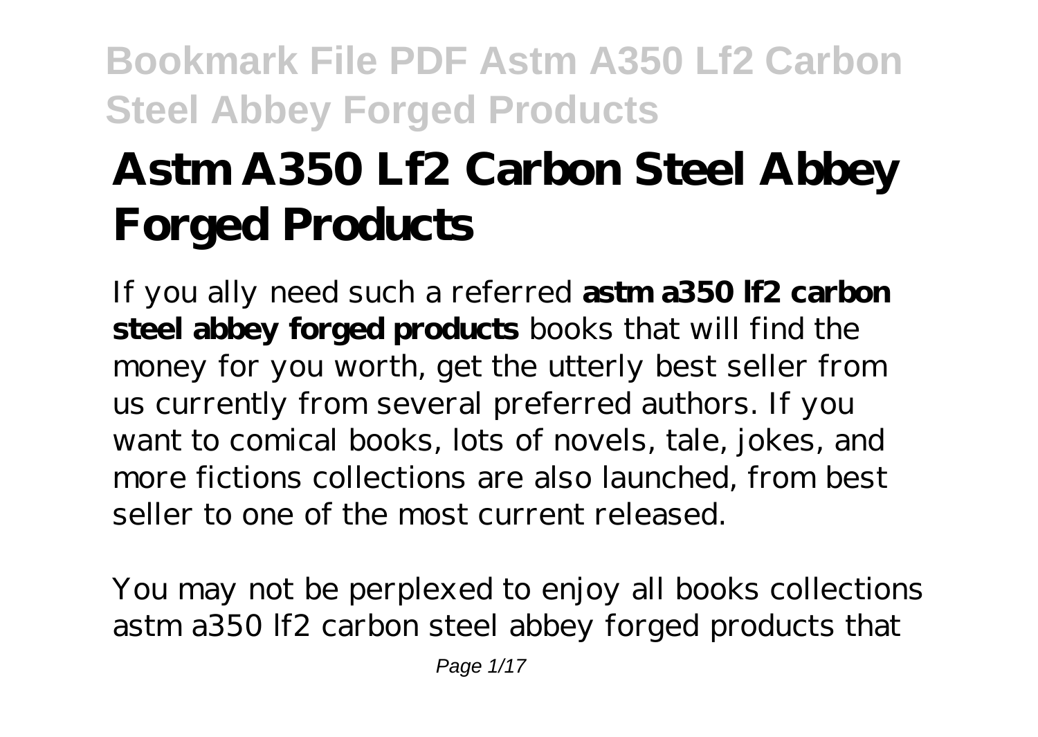# Astm A350 Lf2 Carbon Steel Abbey Forged Products

If you ally need such a referred **astm a350 lf2 carbon steel abbey forged products** books that will find the money for you worth, get the utterly best seller from us currently from several preferred authors. If you want to comical books, lots of novels, tale, jokes, and more fictions collections are also launched, from best seller to one of the most current released.

You may not be perplexed to enjoy all books collections astm a350 lf2 carbon steel abbey forged products that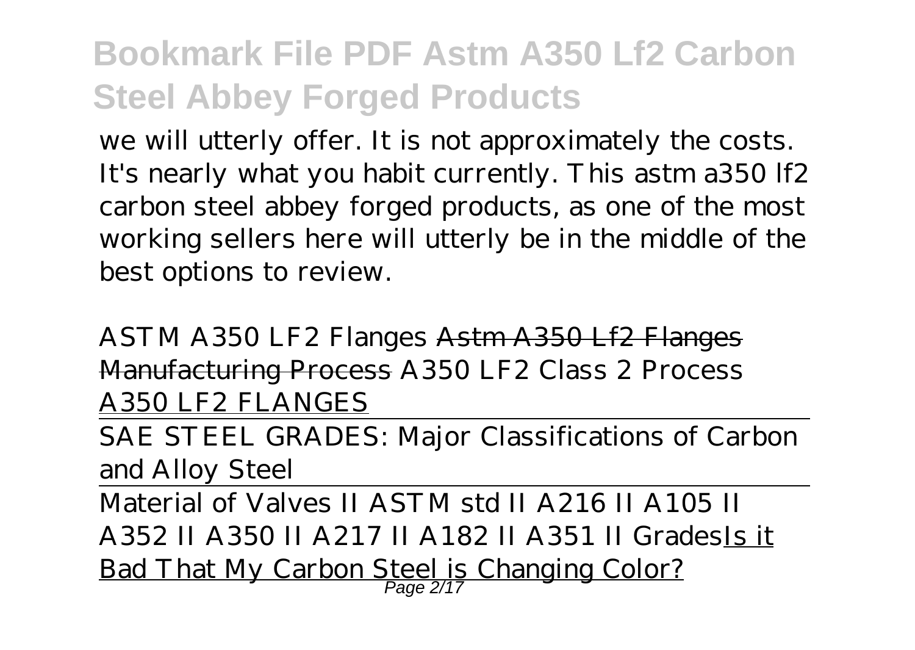we will utterly offer. It is not approximately the costs. It's nearly what you habit currently. This astm a350 lf2 carbon steel abbey forged products, as one of the most working sellers here will utterly be in the middle of the best options to review.

*ASTM A350 LF2 Flanges* ~~Astm A350 Lf2 Flanges Manufacturing Process~~ *A350 LF2 Class 2 Process* A350 LF2 FLANGES

SAE STEEL GRADES: Major Classifications of Carbon and Alloy Steel

Material of Valves II ASTM std II A216 II A105 II A352 II A350 II A217 II A182 II A351 II GradesIs it Bad That My Carbon Steel is Changing Color?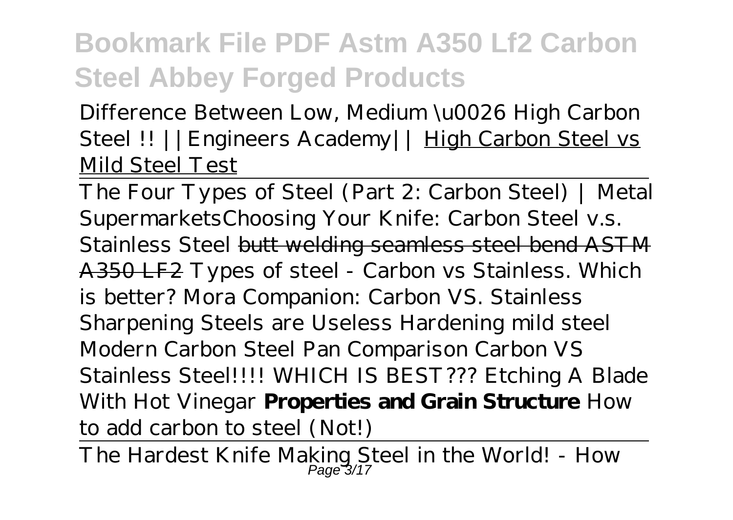*Difference Between Low, Medium \u0026 High Carbon Steel !! ||Engineers Academy||* High Carbon Steel vs Mild Steel Test

The Four Types of Steel (Part 2: Carbon Steel) | Metal Supermarkets*Choosing Your Knife: Carbon Steel v.s. Stainless Steel* butt welding seamless steel bend ASTM A350 LF2 *Types of steel - Carbon vs Stainless. Which is better? Mora Companion: Carbon VS. Stainless Sharpening Steels are Useless Hardening mild steel Modern Carbon Steel Pan Comparison Carbon VS Stainless Steel!!!! WHICH IS BEST??? Etching A Blade With Hot Vinegar* **Properties and Grain Structure** *How to add carbon to steel (Not!)*

The Hardest Knife Making Steel in the World! - How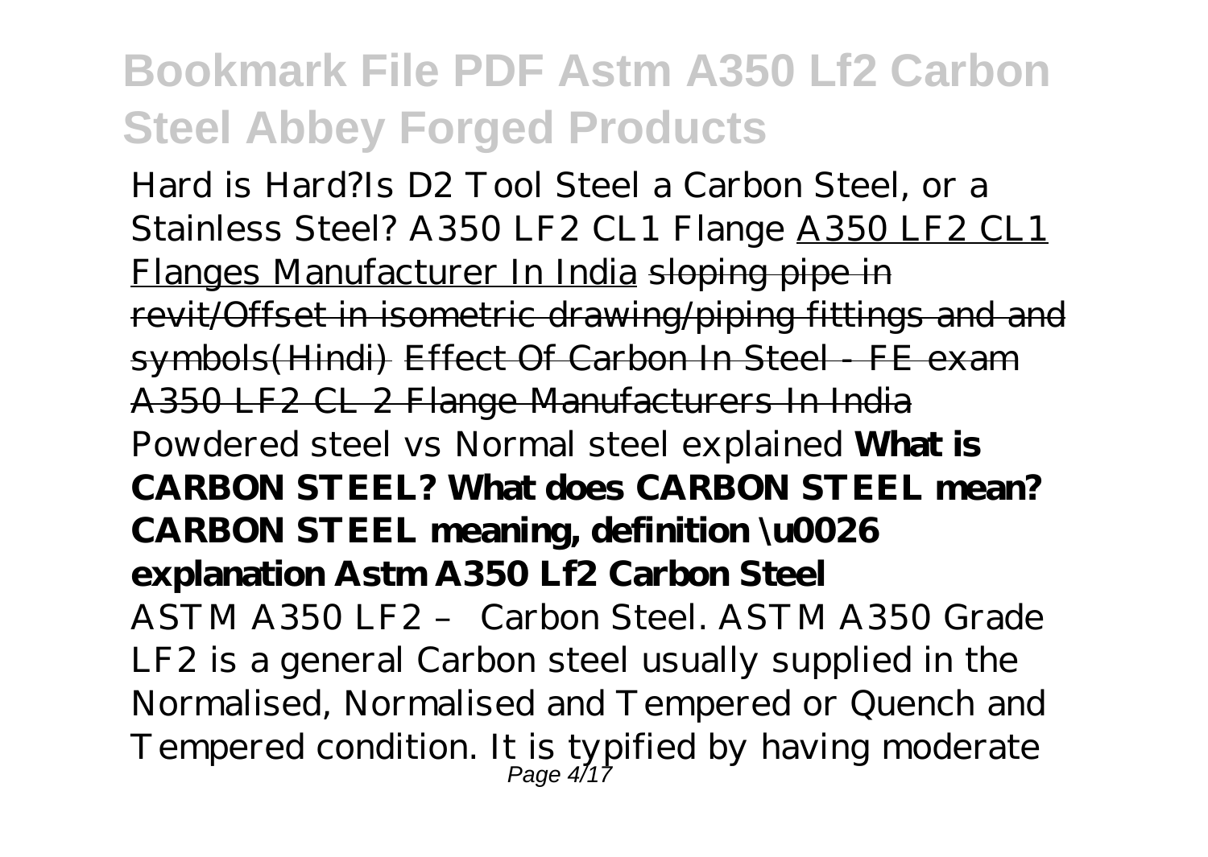Hard is Hard?*Is D2 Tool Steel a Carbon Steel, or a Stainless Steel?* *A350 LF2 CL1 Flange* A350 LF2 CL1 Flanges Manufacturer In India ~~sloping pipe in revit/Offset in isometric drawing/piping fittings and and symbols(Hindi)~~ ~~Effect Of Carbon In Steel - FE exam~~ ~~A350 LF2 CL 2 Flange Manufacturers In India~~ *Powdered steel vs Normal steel explained* **What is CARBON STEEL? What does CARBON STEEL mean? CARBON STEEL meaning, definition \u0026 explanation Astm A350 Lf2 Carbon Steel**

ASTM A350 LF2 – Carbon Steel. ASTM A350 Grade LF2 is a general Carbon steel usually supplied in the Normalised, Normalised and Tempered or Quench and Tempered condition. It is typified by having moderate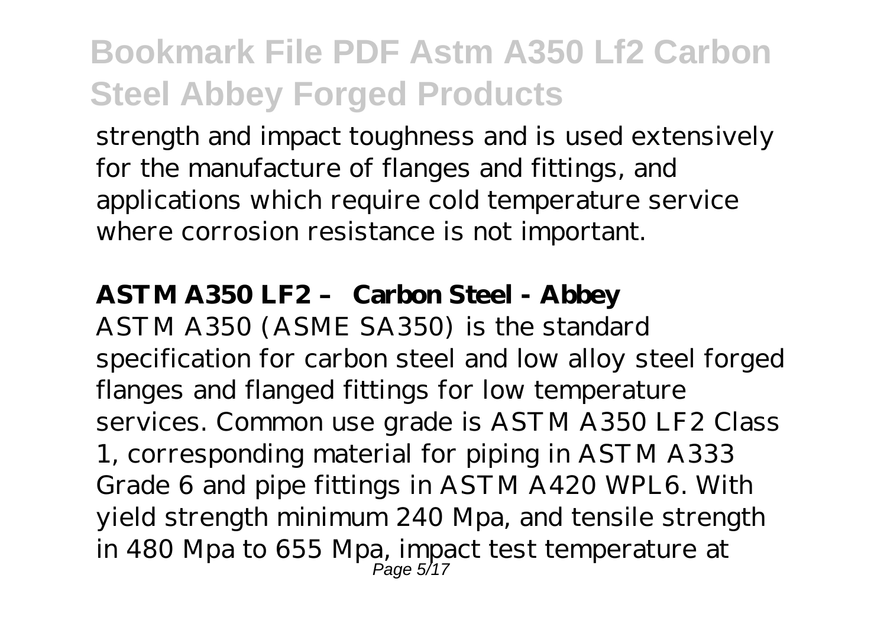strength and impact toughness and is used extensively for the manufacture of flanges and fittings, and applications which require cold temperature service where corrosion resistance is not important.

**ASTM A350 LF2 – Carbon Steel - Abbey**

ASTM A350 (ASME SA350) is the standard specification for carbon steel and low alloy steel forged flanges and flanged fittings for low temperature services. Common use grade is ASTM A350 LF2 Class 1, corresponding material for piping in ASTM A333 Grade 6 and pipe fittings in ASTM A420 WPL6. With yield strength minimum 240 Mpa, and tensile strength in 480 Mpa to 655 Mpa, impact test temperature at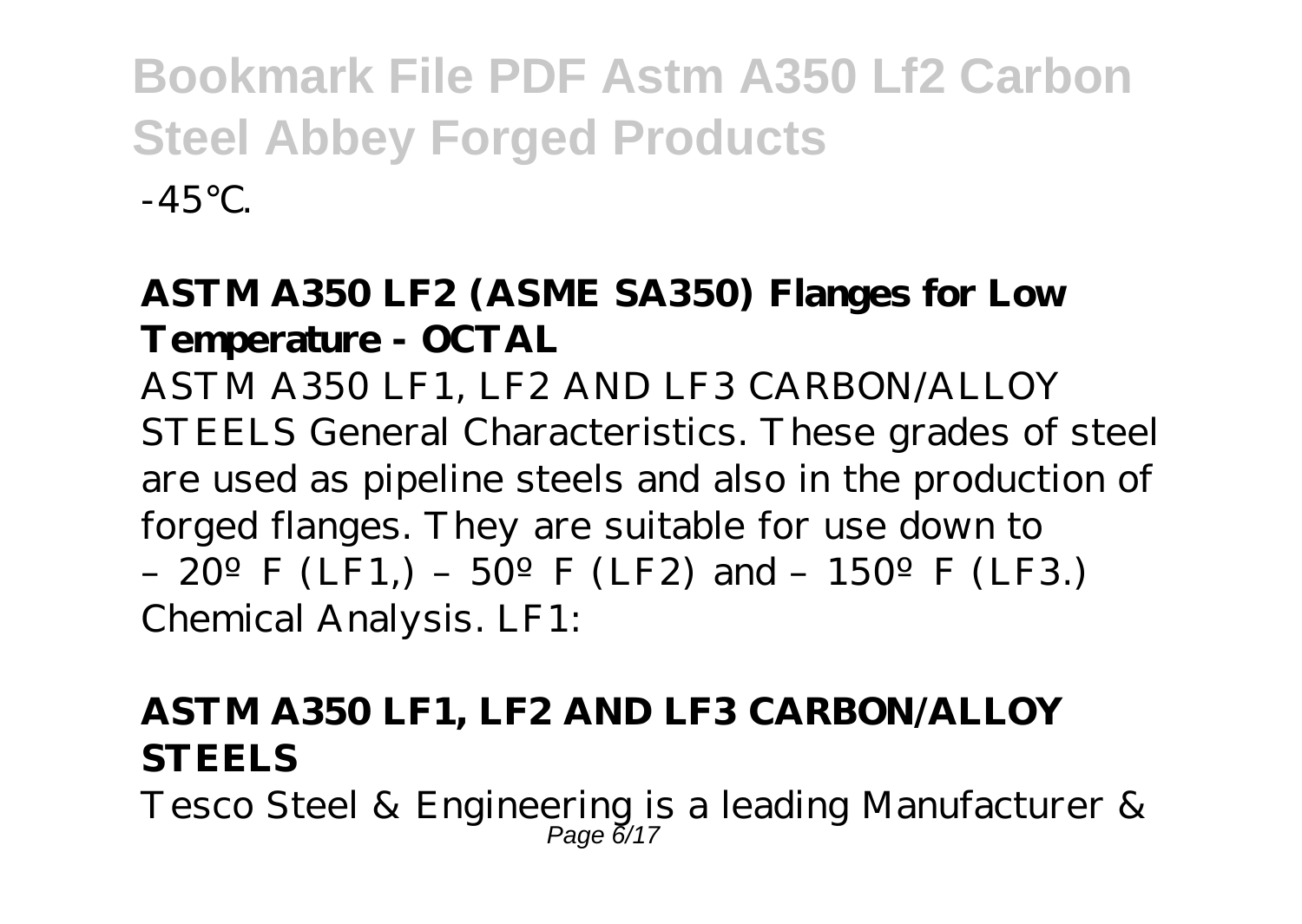-45℃.

**ASTM A350 LF2 (ASME SA350) Flanges for Low Temperature - OCTAL**

ASTM A350 LF1, LF2 AND LF3 CARBON/ALLOY STEELS General Characteristics. These grades of steel are used as pipeline steels and also in the production of forged flanges. They are suitable for use down to – 20º F (LF1,) – 50º F (LF2) and – 150º F (LF3.) Chemical Analysis. LF1:

**ASTM A350 LF1, LF2 AND LF3 CARBON/ALLOY STEELS**

Tesco Steel & Engineering is a leading Manufacturer &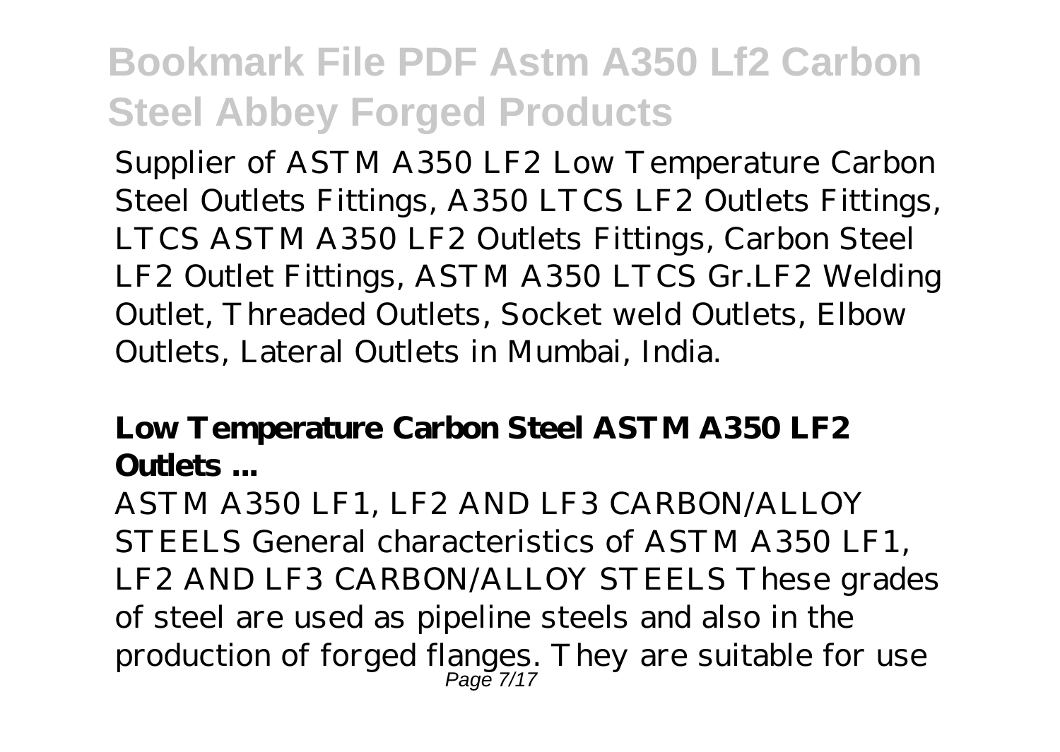Supplier of ASTM A350 LF2 Low Temperature Carbon Steel Outlets Fittings, A350 LTCS LF2 Outlets Fittings, LTCS ASTM A350 LF2 Outlets Fittings, Carbon Steel LF2 Outlet Fittings, ASTM A350 LTCS Gr.LF2 Welding Outlet, Threaded Outlets, Socket weld Outlets, Elbow Outlets, Lateral Outlets in Mumbai, India.

**Low Temperature Carbon Steel ASTM A350 LF2 Outlets ...**

ASTM A350 LF1, LF2 AND LF3 CARBON/ALLOY STEELS General characteristics of ASTM A350 LF1, LF2 AND LF3 CARBON/ALLOY STEELS These grades of steel are used as pipeline steels and also in the production of forged flanges. They are suitable for use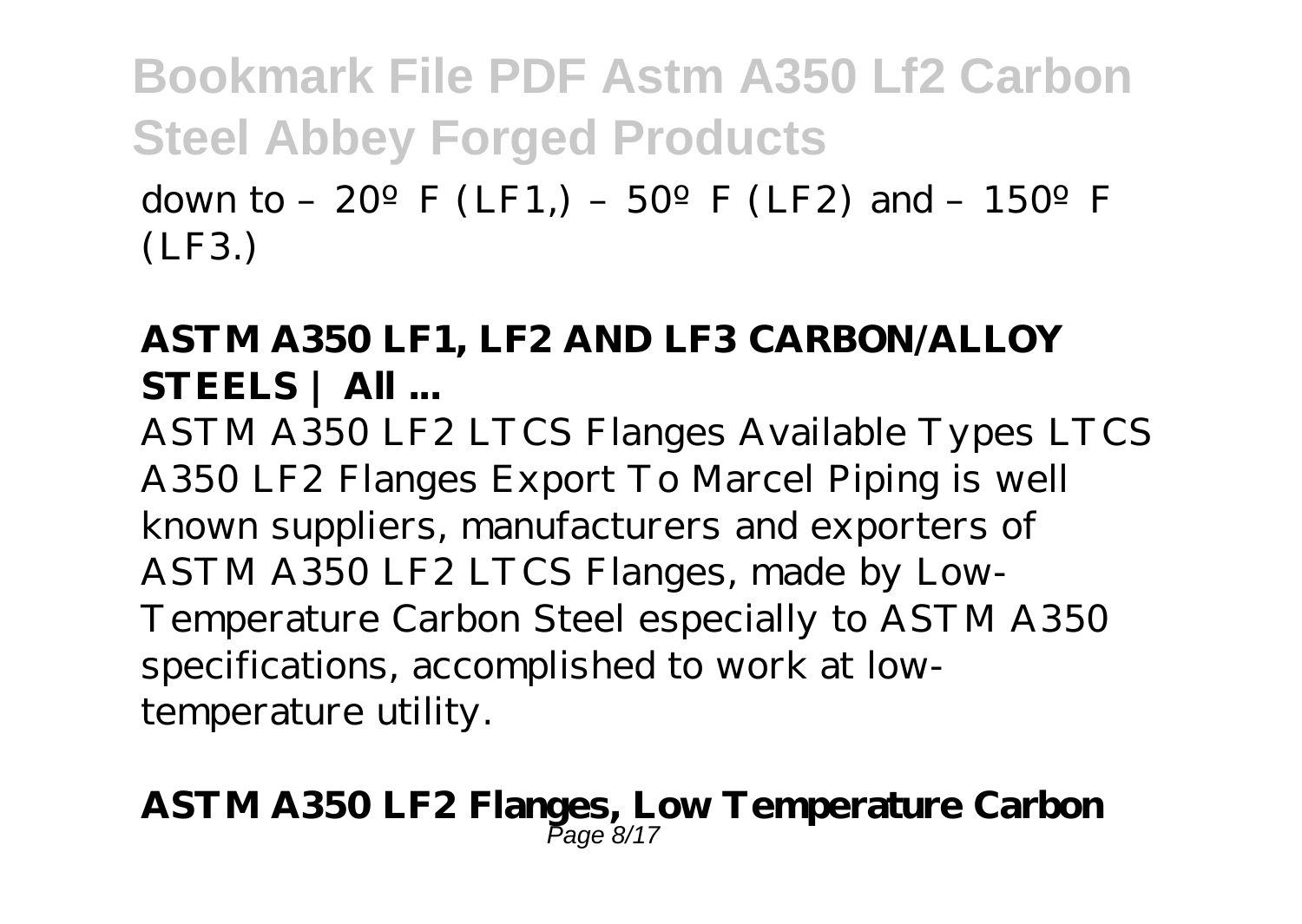down to – 20º F (LF1,) – 50º F (LF2) and – 150º F (LF3.)

**ASTM A350 LF1, LF2 AND LF3 CARBON/ALLOY STEELS | All ...**

ASTM A350 LF2 LTCS Flanges Available Types LTCS A350 LF2 Flanges Export To Marcel Piping is well known suppliers, manufacturers and exporters of ASTM A350 LF2 LTCS Flanges, made by Low-Temperature Carbon Steel especially to ASTM A350 specifications, accomplished to work at low-temperature utility.

**ASTM A350 LF2 Flanges, Low Temperature Carbon**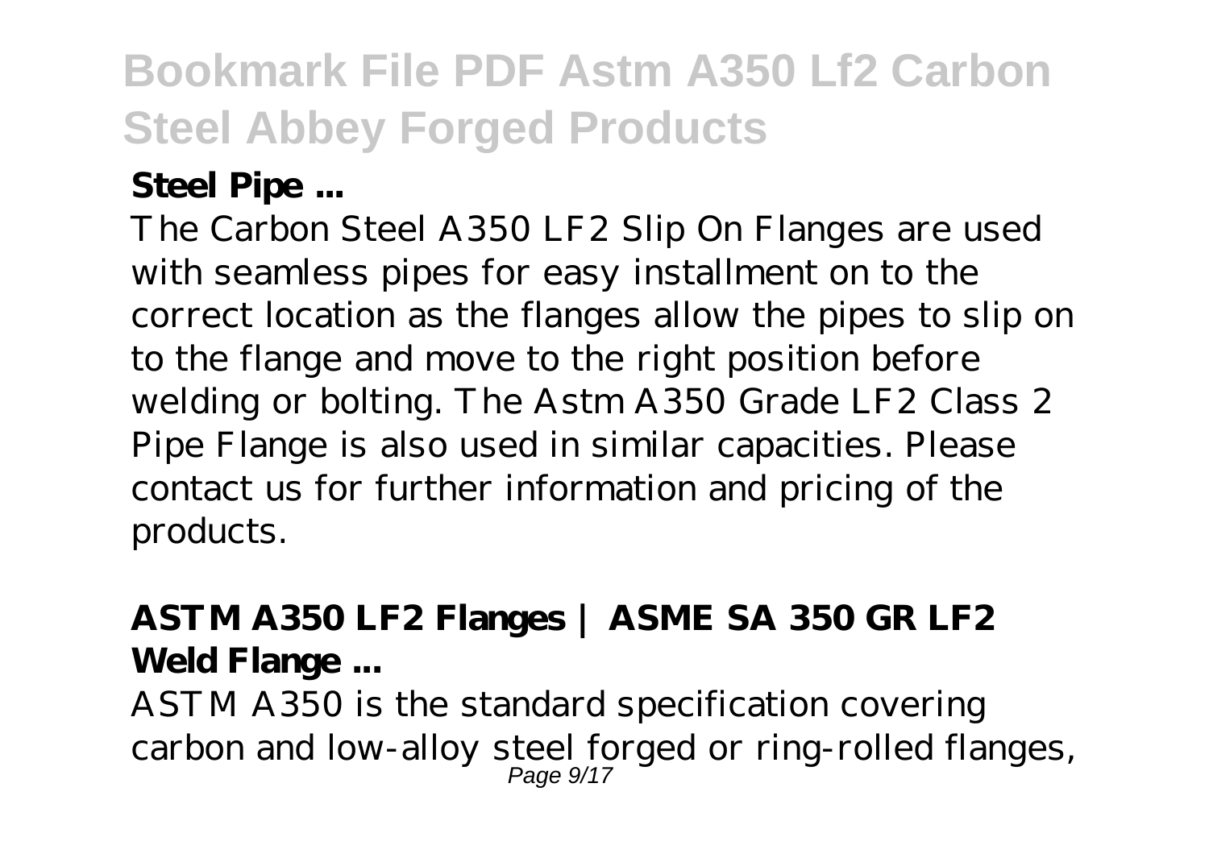**Steel Pipe ...**

The Carbon Steel A350 LF2 Slip On Flanges are used with seamless pipes for easy installment on to the correct location as the flanges allow the pipes to slip on to the flange and move to the right position before welding or bolting. The Astm A350 Grade LF2 Class 2 Pipe Flange is also used in similar capacities. Please contact us for further information and pricing of the products.

**ASTM A350 LF2 Flanges | ASME SA 350 GR LF2 Weld Flange ...**

ASTM A350 is the standard specification covering carbon and low-alloy steel forged or ring-rolled flanges,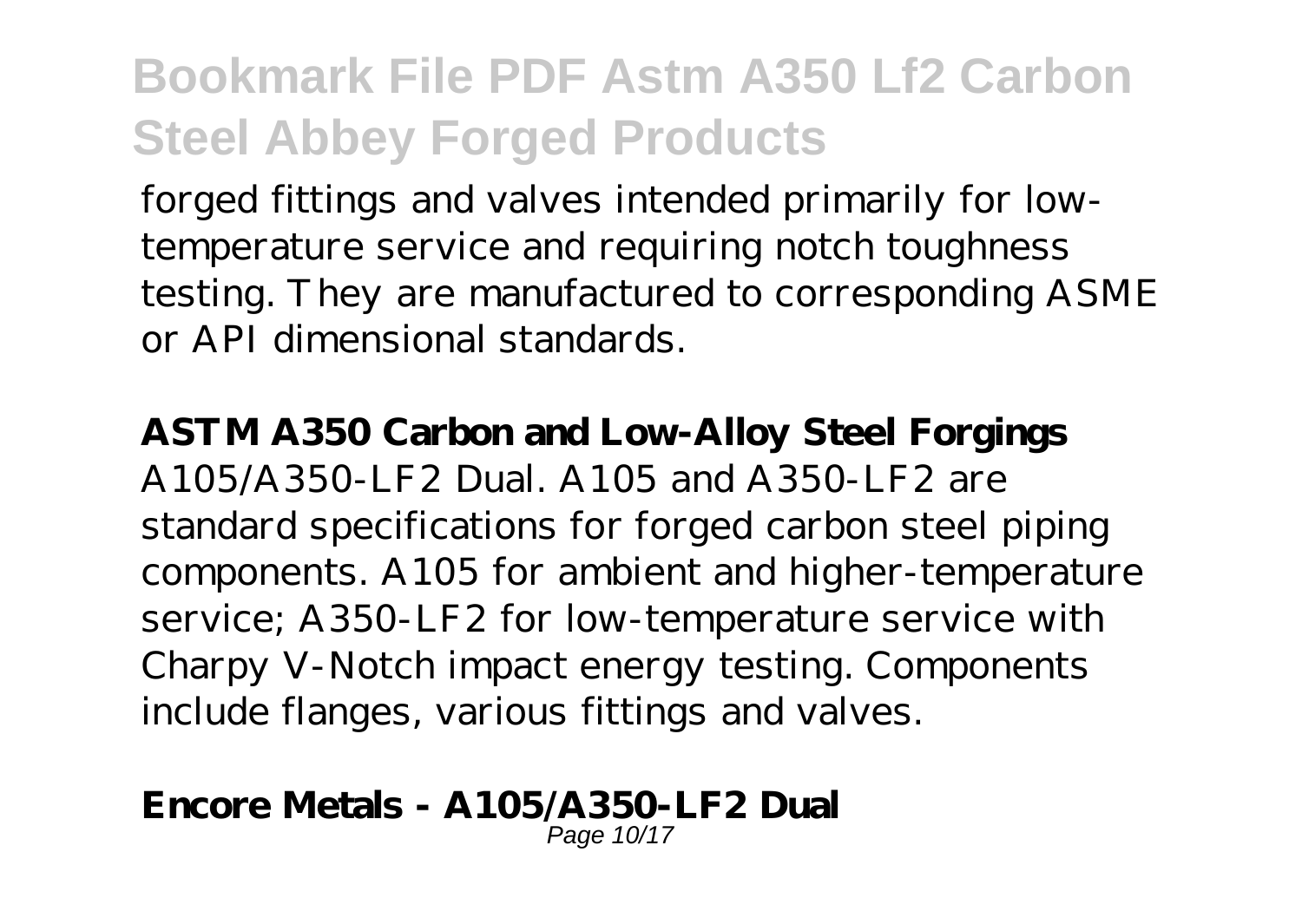forged fittings and valves intended primarily for low-temperature service and requiring notch toughness testing. They are manufactured to corresponding ASME or API dimensional standards.

**ASTM A350 Carbon and Low-Alloy Steel Forgings**
A105/A350-LF2 Dual. A105 and A350-LF2 are standard specifications for forged carbon steel piping components. A105 for ambient and higher-temperature service; A350-LF2 for low-temperature service with Charpy V-Notch impact energy testing. Components include flanges, various fittings and valves.

**Encore Metals - A105/A350-LF2 Dual**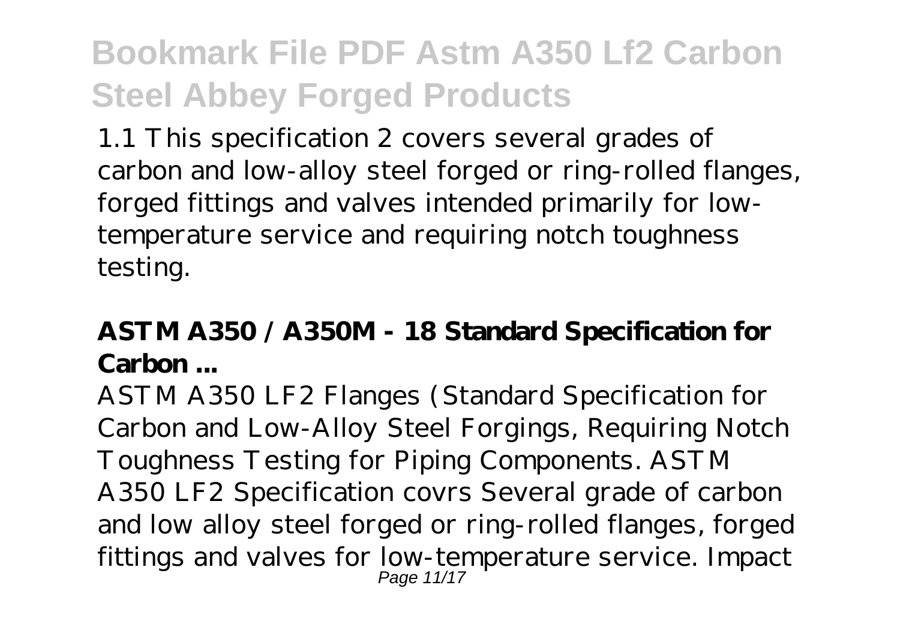1.1 This specification 2 covers several grades of carbon and low-alloy steel forged or ring-rolled flanges, forged fittings and valves intended primarily for low-temperature service and requiring notch toughness testing.

**ASTM A350 / A350M - 18 Standard Specification for Carbon ...**

ASTM A350 LF2 Flanges (Standard Specification for Carbon and Low-Alloy Steel Forgings, Requiring Notch Toughness Testing for Piping Components. ASTM A350 LF2 Specification covrs Several grade of carbon and low alloy steel forged or ring-rolled flanges, forged fittings and valves for low-temperature service. Impact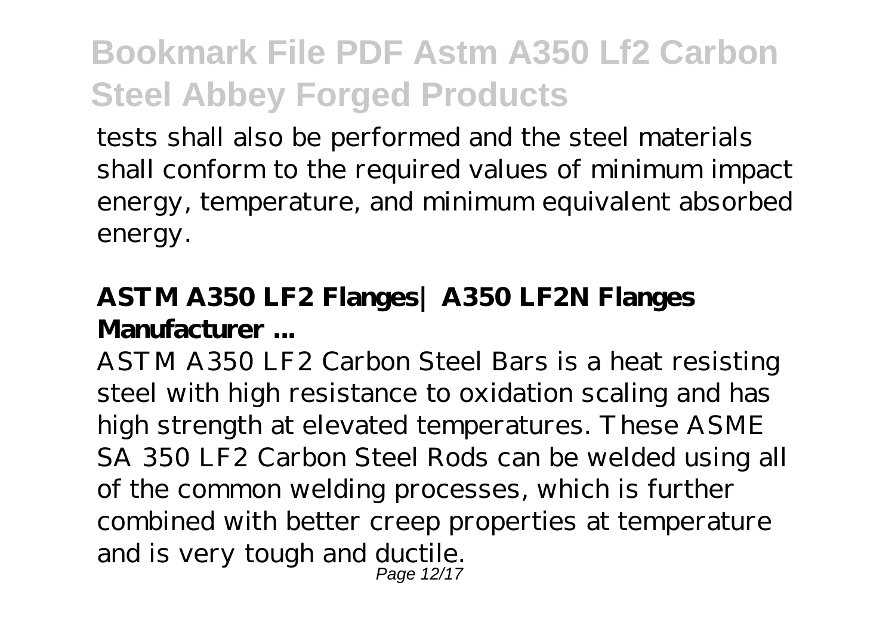tests shall also be performed and the steel materials shall conform to the required values of minimum impact energy, temperature, and minimum equivalent absorbed energy.

**ASTM A350 LF2 Flanges| A350 LF2N Flanges Manufacturer ...**

ASTM A350 LF2 Carbon Steel Bars is a heat resisting steel with high resistance to oxidation scaling and has high strength at elevated temperatures. These ASME SA 350 LF2 Carbon Steel Rods can be welded using all of the common welding processes, which is further combined with better creep properties at temperature and is very tough and ductile.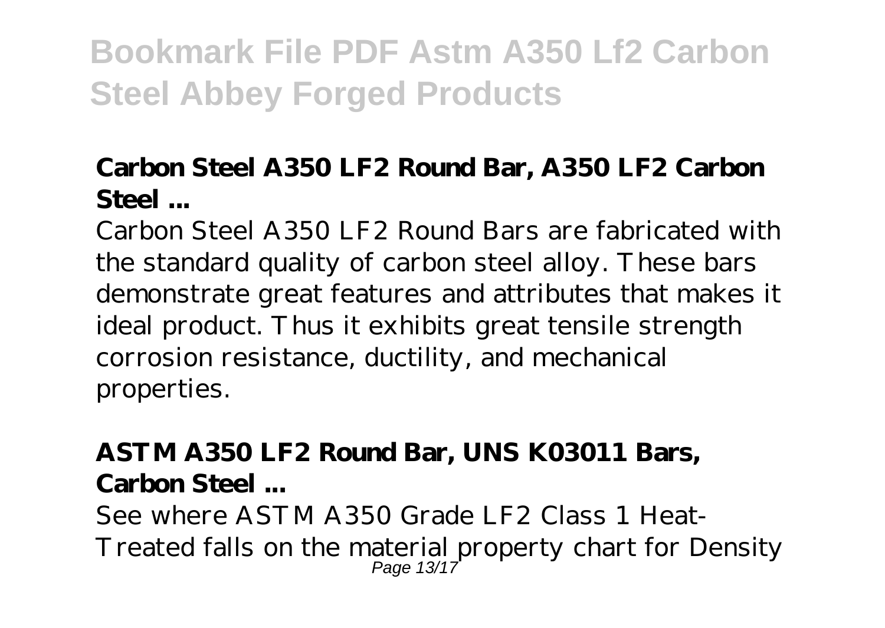**Carbon Steel A350 LF2 Round Bar, A350 LF2 Carbon Steel ...**

Carbon Steel A350 LF2 Round Bars are fabricated with the standard quality of carbon steel alloy. These bars demonstrate great features and attributes that makes it ideal product. Thus it exhibits great tensile strength corrosion resistance, ductility, and mechanical properties.

**ASTM A350 LF2 Round Bar, UNS K03011 Bars, Carbon Steel ...**

See where ASTM A350 Grade LF2 Class 1 Heat-Treated falls on the material property chart for Density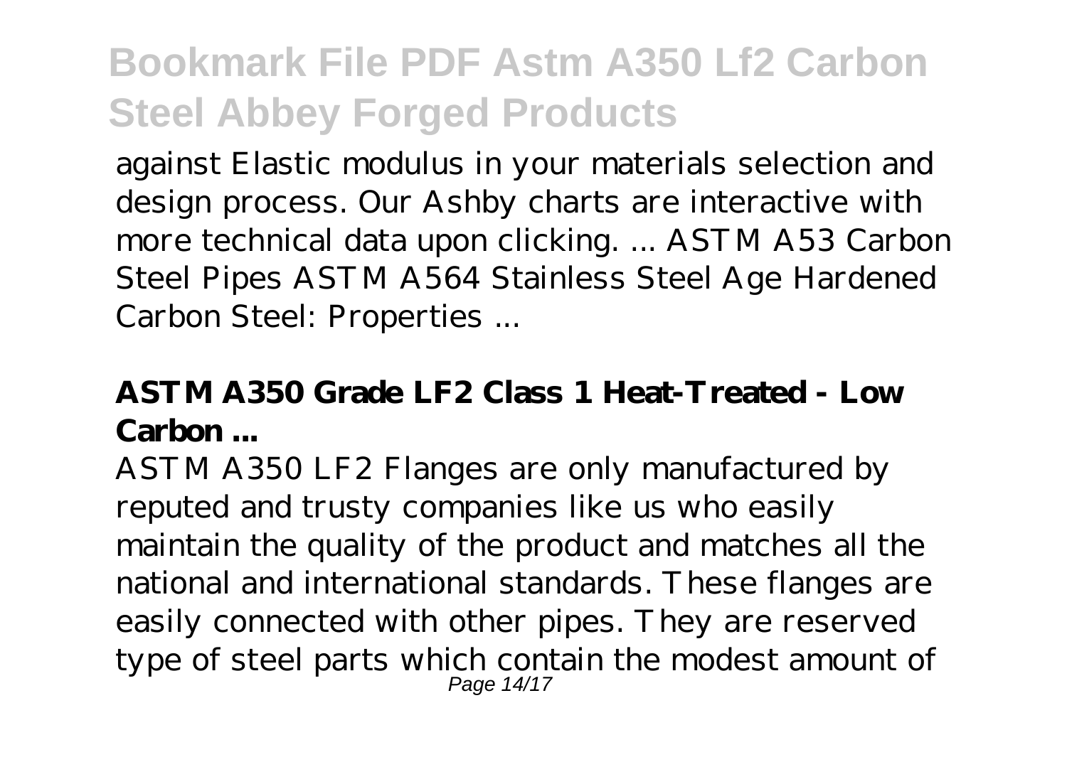against Elastic modulus in your materials selection and design process. Our Ashby charts are interactive with more technical data upon clicking. ... ASTM A53 Carbon Steel Pipes ASTM A564 Stainless Steel Age Hardened Carbon Steel: Properties ...

**ASTM A350 Grade LF2 Class 1 Heat-Treated - Low Carbon ...**

ASTM A350 LF2 Flanges are only manufactured by reputed and trusty companies like us who easily maintain the quality of the product and matches all the national and international standards. These flanges are easily connected with other pipes. They are reserved type of steel parts which contain the modest amount of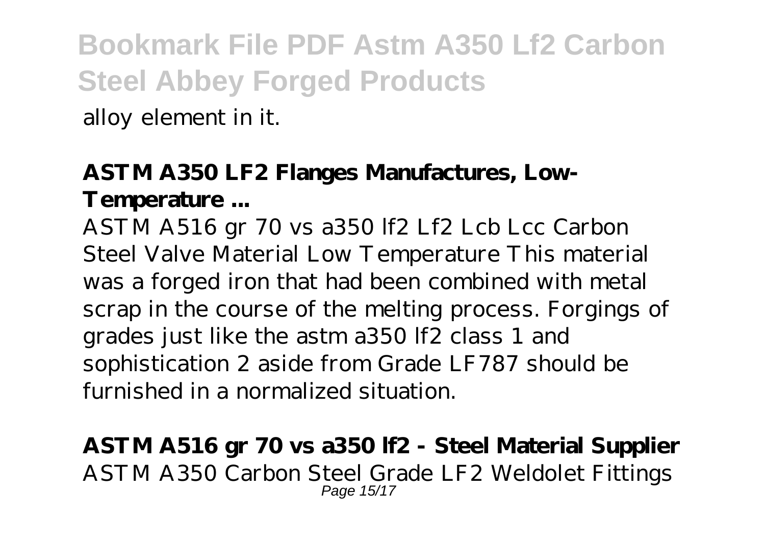alloy element in it.

**ASTM A350 LF2 Flanges Manufactures, Low-Temperature ...**

ASTM A516 gr 70 vs a350 lf2 Lf2 Lcb Lcc Carbon Steel Valve Material Low Temperature This material was a forged iron that had been combined with metal scrap in the course of the melting process. Forgings of grades just like the astm a350 lf2 class 1 and sophistication 2 aside from Grade LF787 should be furnished in a normalized situation.

**ASTM A516 gr 70 vs a350 lf2 - Steel Material Supplier**

ASTM A350 Carbon Steel Grade LF2 Weldolet Fittings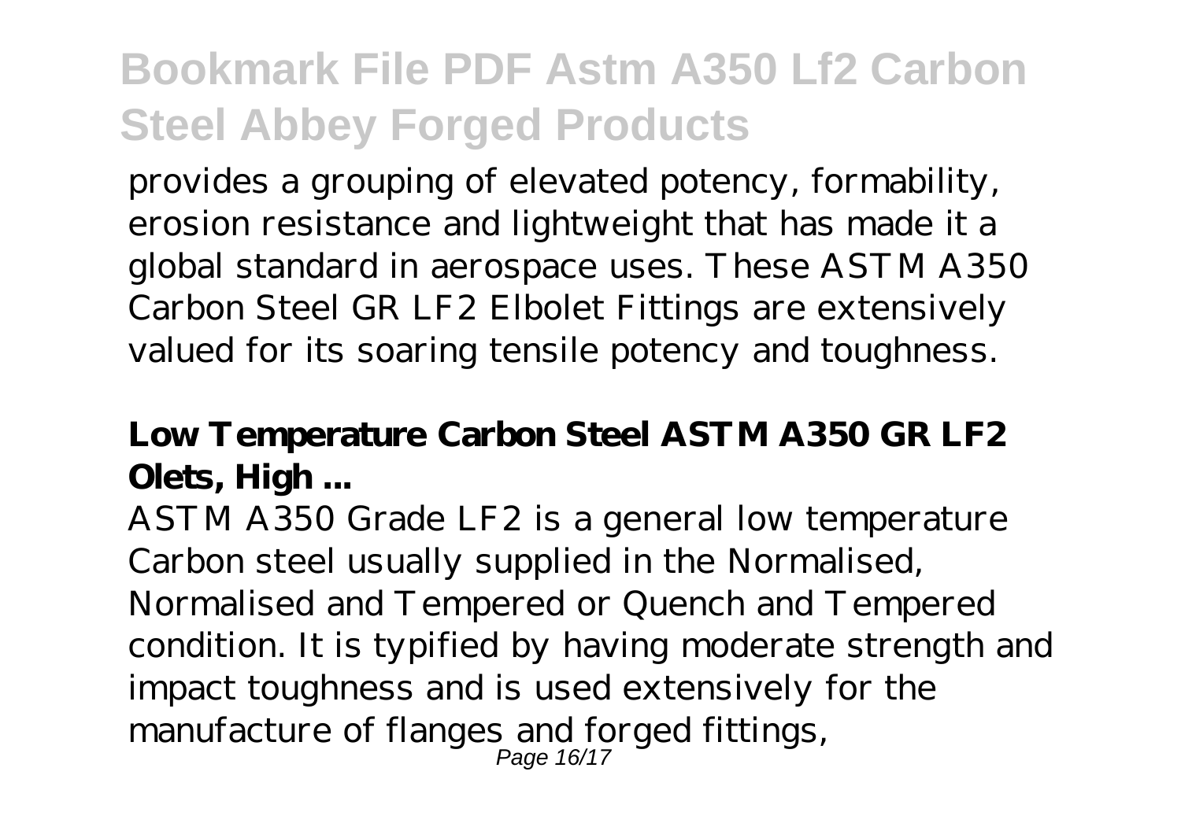provides a grouping of elevated potency, formability, erosion resistance and lightweight that has made it a global standard in aerospace uses. These ASTM A350 Carbon Steel GR LF2 Elbolet Fittings are extensively valued for its soaring tensile potency and toughness.

### Low Temperature Carbon Steel ASTM A350 GR LF2 Olets, High ...

ASTM A350 Grade LF2 is a general low temperature Carbon steel usually supplied in the Normalised, Normalised and Tempered or Quench and Tempered condition. It is typified by having moderate strength and impact toughness and is used extensively for the manufacture of flanges and forged fittings,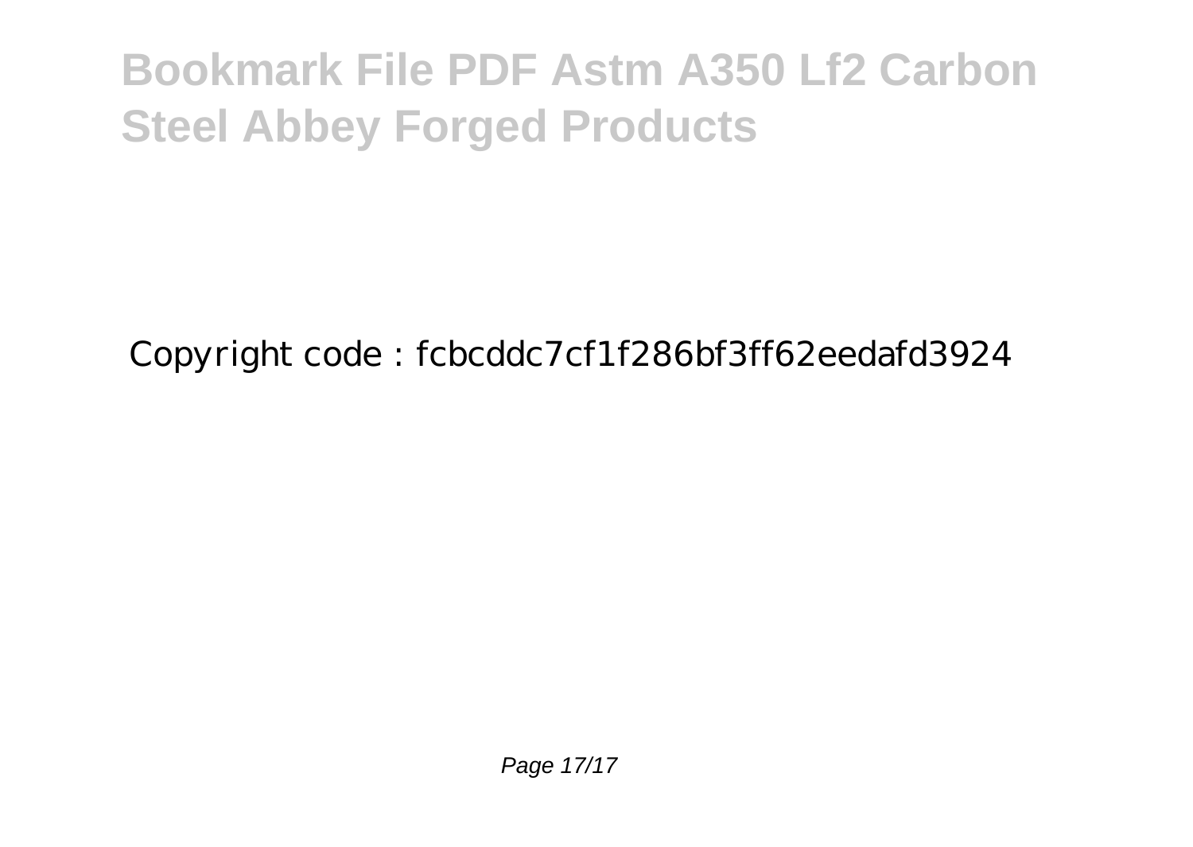Copyright code : fcbcddc7cf1f286bf3ff62eedafd3924